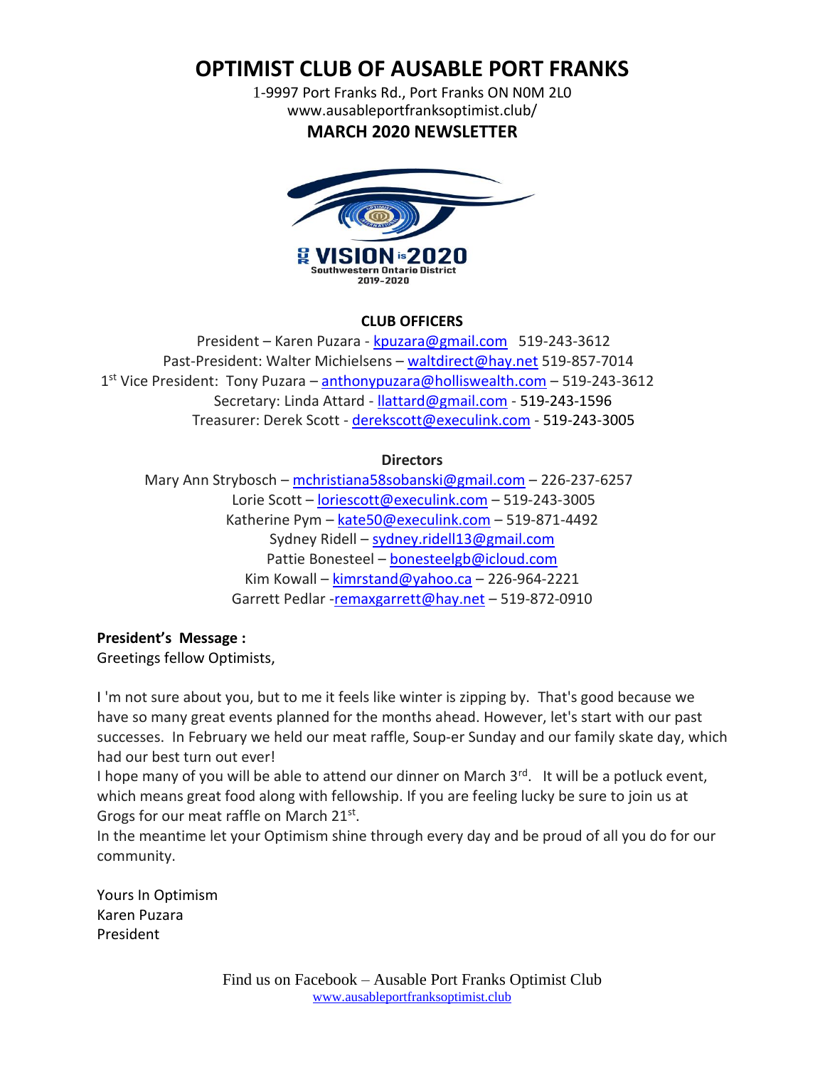# OPTIMIST CLUB OF AUSABLE PORT FRANKS

1-9997 Port Franks Rd., Port Franks ON N0M 2L0
www.ausableportfranksoptimist.club/

## MARCH 2020 NEWSLETTER

### CLUB OFFICERS

President – Karen Puzara - kpuzara@gmail.com 519-243-3612
Past-President: Walter Michielsens – waltdirect@hay.net 519-857-7014
1st Vice President: Tony Puzara – anthonypuzara@holliswealth.com – 519-243-3612
Secretary: Linda Attard - llattard@gmail.com - 519-243-1596
Treasurer: Derek Scott - derekscott@execulink.com - 519-243-3005

### Directors

Mary Ann Strybosch – mchristiana58sobanski@gmail.com – 226-237-6257
Lorie Scott – loriescott@execulink.com – 519-243-3005
Katherine Pym – kate50@execulink.com – 519-871-4492
Sydney Ridell – sydney.ridell13@gmail.com
Pattie Bonesteel – bonesteelgb@icloud.com
Kim Kowall – kimrstand@yahoo.ca – 226-964-2221
Garrett Pedlar -remaxgarrett@hay.net – 519-872-0910

**President's Message :**
Greetings fellow Optimists,

I 'm not sure about you, but to me it feels like winter is zipping by. That's good because we have so many great events planned for the months ahead. However, let's start with our past successes. In February we held our meat raffle, Soup-er Sunday and our family skate day, which had our best turn out ever!
I hope many of you will be able to attend our dinner on March 3rd. It will be a potluck event, which means great food along with fellowship. If you are feeling lucky be sure to join us at Grogs for our meat raffle on March 21st.
In the meantime let your Optimism shine through every day and be proud of all you do for our community.

Yours In Optimism
Karen Puzara
President

Find us on Facebook – Ausable Port Franks Optimist Club
www.ausableportfranksoptimist.club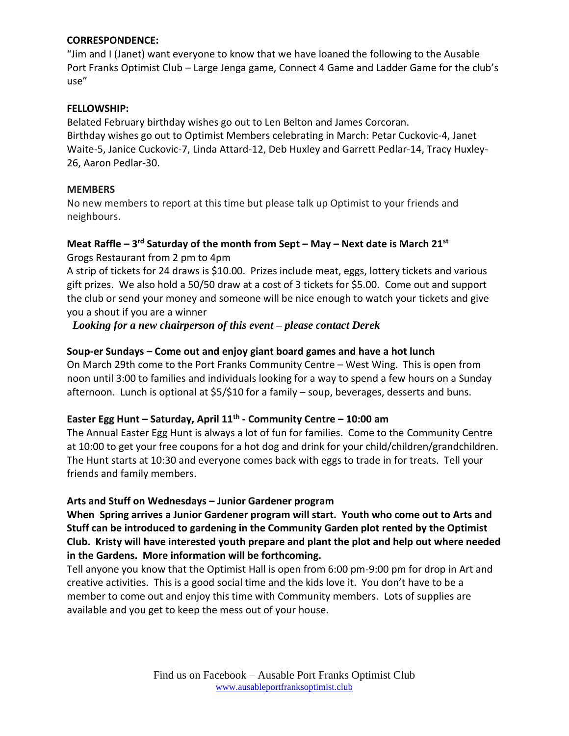**CORRESPONDENCE:**

"Jim and I (Janet) want everyone to know that we have loaned the following to the Ausable Port Franks Optimist Club – Large Jenga game, Connect 4 Game and Ladder Game for the club's use"

**FELLOWSHIP:**

Belated February birthday wishes go out to Len Belton and James Corcoran.
Birthday wishes go out to Optimist Members celebrating in March: Petar Cuckovic-4, Janet Waite-5, Janice Cuckovic-7, Linda Attard-12, Deb Huxley and Garrett Pedlar-14, Tracy Huxley-26, Aaron Pedlar-30.

**MEMBERS**

No new members to report at this time but please talk up Optimist to your friends and neighbours.

**Meat Raffle – 3rd Saturday of the month from Sept – May – Next date is March 21st**

Grogs Restaurant from 2 pm to 4pm
A strip of tickets for 24 draws is $10.00. Prizes include meat, eggs, lottery tickets and various gift prizes. We also hold a 50/50 draw at a cost of 3 tickets for $5.00. Come out and support the club or send your money and someone will be nice enough to watch your tickets and give you a shout if you are a winner

***Looking for a new chairperson of this event – please contact Derek***

**Soup-er Sundays – Come out and enjoy giant board games and have a hot lunch**

On March 29th come to the Port Franks Community Centre – West Wing. This is open from noon until 3:00 to families and individuals looking for a way to spend a few hours on a Sunday afternoon. Lunch is optional at $5/$10 for a family – soup, beverages, desserts and buns.

**Easter Egg Hunt – Saturday, April 11th - Community Centre – 10:00 am**

The Annual Easter Egg Hunt is always a lot of fun for families. Come to the Community Centre at 10:00 to get your free coupons for a hot dog and drink for your child/children/grandchildren. The Hunt starts at 10:30 and everyone comes back with eggs to trade in for treats. Tell your friends and family members.

**Arts and Stuff on Wednesdays – Junior Gardener program**

**When Spring arrives a Junior Gardener program will start. Youth who come out to Arts and Stuff can be introduced to gardening in the Community Garden plot rented by the Optimist Club. Kristy will have interested youth prepare and plant the plot and help out where needed in the Gardens. More information will be forthcoming.**

Tell anyone you know that the Optimist Hall is open from 6:00 pm-9:00 pm for drop in Art and creative activities. This is a good social time and the kids love it. You don't have to be a member to come out and enjoy this time with Community members. Lots of supplies are available and you get to keep the mess out of your house.

Find us on Facebook – Ausable Port Franks Optimist Club
www.ausableportfranksoptimist.club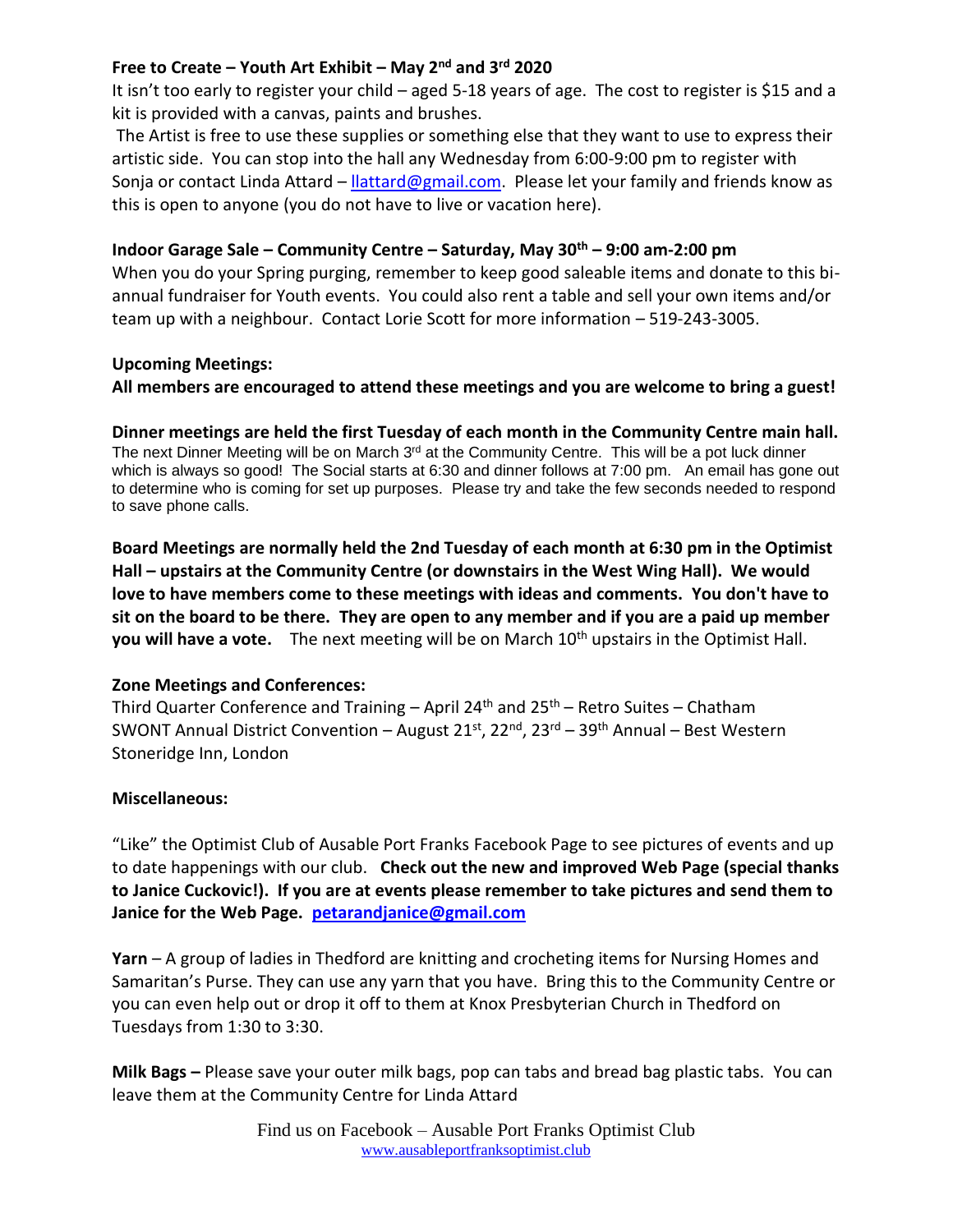**Free to Create – Youth Art Exhibit – May 2nd and 3rd 2020**

It isn't too early to register your child – aged 5-18 years of age. The cost to register is $15 and a kit is provided with a canvas, paints and brushes.

The Artist is free to use these supplies or something else that they want to use to express their artistic side. You can stop into the hall any Wednesday from 6:00-9:00 pm to register with Sonja or contact Linda Attard – llattard@gmail.com. Please let your family and friends know as this is open to anyone (you do not have to live or vacation here).

**Indoor Garage Sale – Community Centre – Saturday, May 30th – 9:00 am-2:00 pm**

When you do your Spring purging, remember to keep good saleable items and donate to this bi-annual fundraiser for Youth events. You could also rent a table and sell your own items and/or team up with a neighbour. Contact Lorie Scott for more information – 519-243-3005.

**Upcoming Meetings:**

**All members are encouraged to attend these meetings and you are welcome to bring a guest!**

**Dinner meetings are held the first Tuesday of each month in the Community Centre main hall.** The next Dinner Meeting will be on March 3rd at the Community Centre. This will be a pot luck dinner which is always so good! The Social starts at 6:30 and dinner follows at 7:00 pm. An email has gone out to determine who is coming for set up purposes. Please try and take the few seconds needed to respond to save phone calls.

**Board Meetings are normally held the 2nd Tuesday of each month at 6:30 pm in the Optimist Hall – upstairs at the Community Centre (or downstairs in the West Wing Hall). We would love to have members come to these meetings with ideas and comments. You don't have to sit on the board to be there. They are open to any member and if you are a paid up member you will have a vote.** The next meeting will be on March 10th upstairs in the Optimist Hall.

**Zone Meetings and Conferences:**

Third Quarter Conference and Training – April 24th and 25th – Retro Suites – Chatham
SWONT Annual District Convention – August 21st, 22nd, 23rd – 39th Annual – Best Western Stoneridge Inn, London

**Miscellaneous:**

"Like" the Optimist Club of Ausable Port Franks Facebook Page to see pictures of events and up to date happenings with our club. **Check out the new and improved Web Page (special thanks to Janice Cuckovic!). If you are at events please remember to take pictures and send them to Janice for the Web Page. petarandjanice@gmail.com**

**Yarn** – A group of ladies in Thedford are knitting and crocheting items for Nursing Homes and Samaritan's Purse. They can use any yarn that you have. Bring this to the Community Centre or you can even help out or drop it off to them at Knox Presbyterian Church in Thedford on Tuesdays from 1:30 to 3:30.

**Milk Bags –** Please save your outer milk bags, pop can tabs and bread bag plastic tabs. You can leave them at the Community Centre for Linda Attard

Find us on Facebook – Ausable Port Franks Optimist Club
www.ausableportfranksoptimist.club